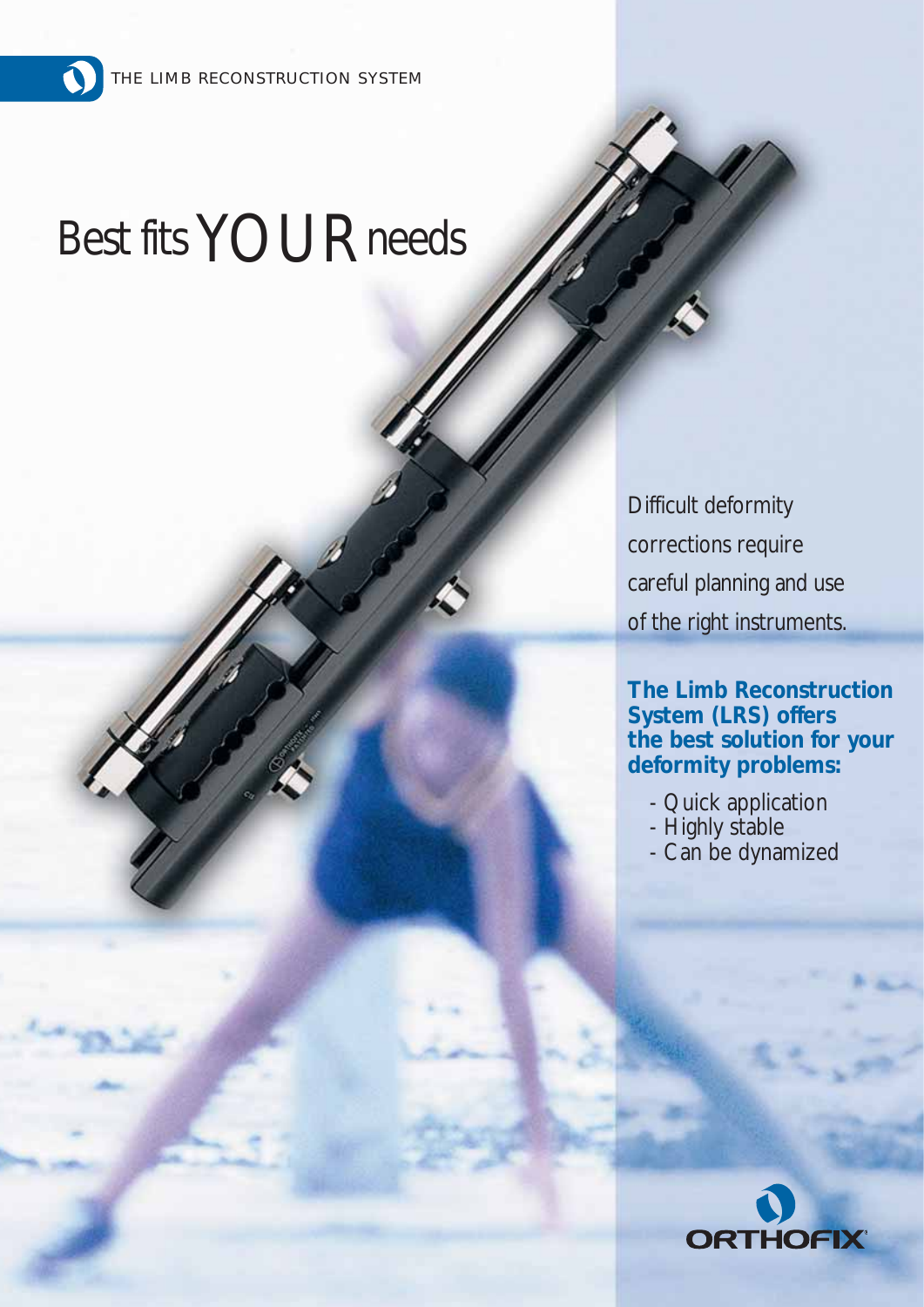THE LIMB RECONSTRUCTION SYSTEM

# Best fits YOUR needs

Difficult deformity corrections require careful planning and use of the right instruments.

**The Limb Reconstruction System (LRS) offers the best solution for your deformity problems:**

- Quick application
- Highly stable
- Can be dynamized

ORTHOFIX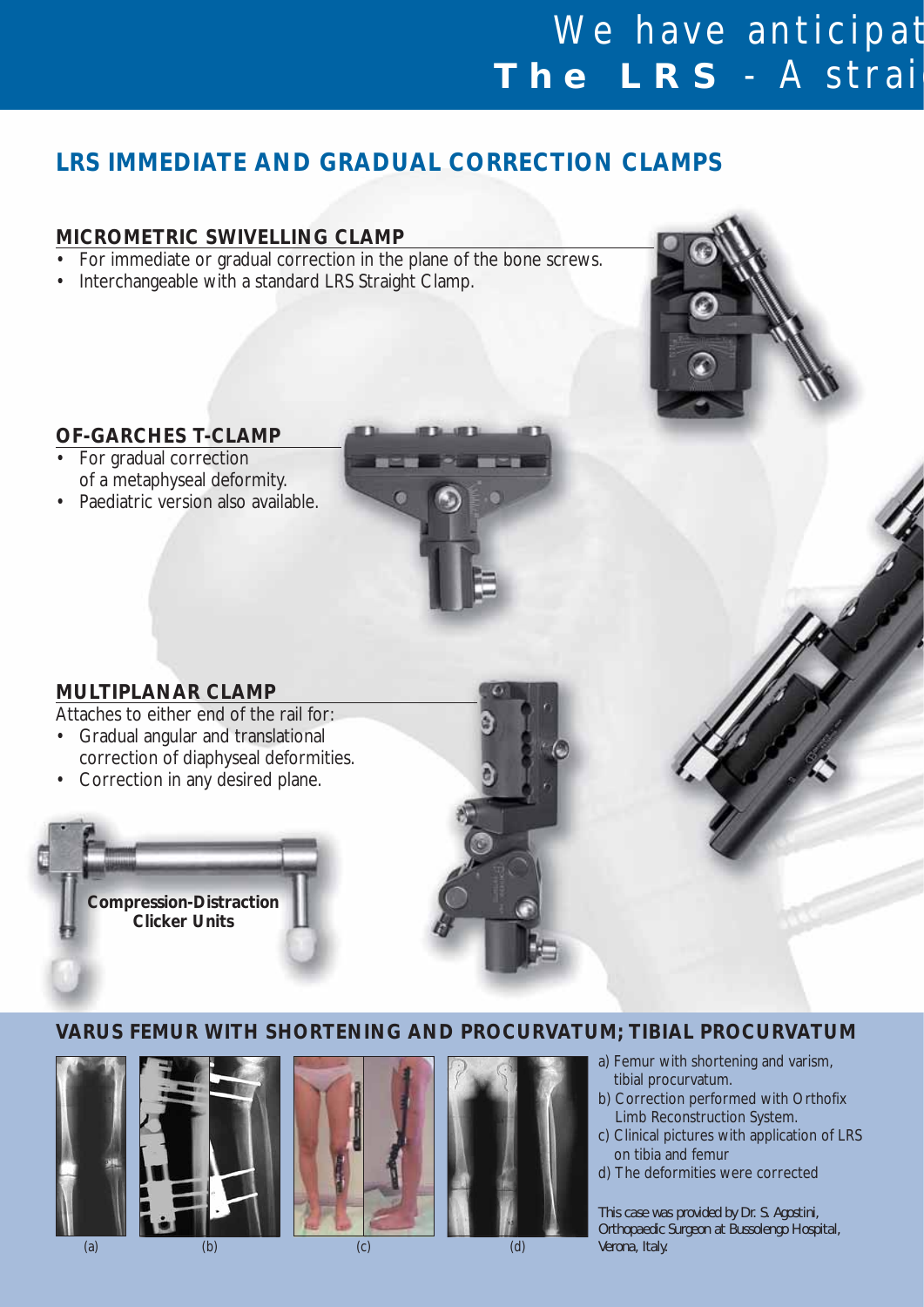We have anticipat
**The LRS** - A strai

## LRS IMMEDIATE AND GRADUAL CORRECTION CLAMPS

### MICROMETRIC SWIVELLING CLAMP

- For immediate or gradual correction in the plane of the bone screws.
- Interchangeable with a standard LRS Straight Clamp.

### OF-GARCHES T-CLAMP

- For gradual correction of a metaphyseal deformity.
- Paediatric version also available.

### MULTIPLANAR CLAMP

Attaches to either end of the rail for:

- Gradual angular and translational correction of diaphyseal deformities.
- Correction in any desired plane.

**Compression-Distraction Clicker Units**

## VARUS FEMUR WITH SHORTENING AND PROCURVATUM; TIBIAL PROCURVATUM

(a) (b) (c) (d)

a) Femur with shortening and varism, tibial procurvatum.
b) Correction performed with Orthofix Limb Reconstruction System.
c) Clinical pictures with application of LRS on tibia and femur
d) The deformities were corrected

This case was provided by Dr. S. Agostini, Orthopaedic Surgeon at Bussolengo Hospital, Verona, Italy.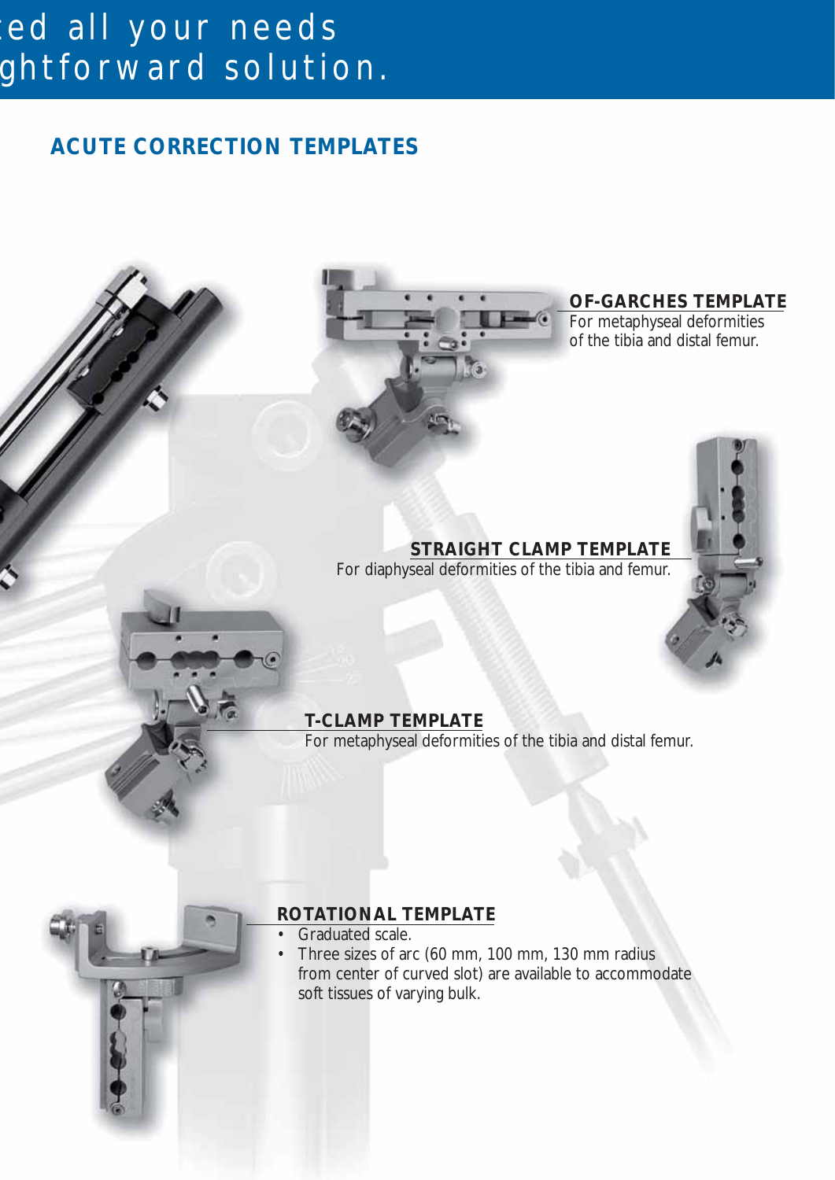ed all your needs
ghtforward solution.

## ACUTE CORRECTION TEMPLATES

### OF-GARCHES TEMPLATE

For metaphyseal deformities of the tibia and distal femur.

### STRAIGHT CLAMP TEMPLATE

For diaphyseal deformities of the tibia and femur.

### T-CLAMP TEMPLATE

For metaphyseal deformities of the tibia and distal femur.

### ROTATIONAL TEMPLATE

- Graduated scale.
- Three sizes of arc (60 mm, 100 mm, 130 mm radius from center of curved slot) are available to accommodate soft tissues of varying bulk.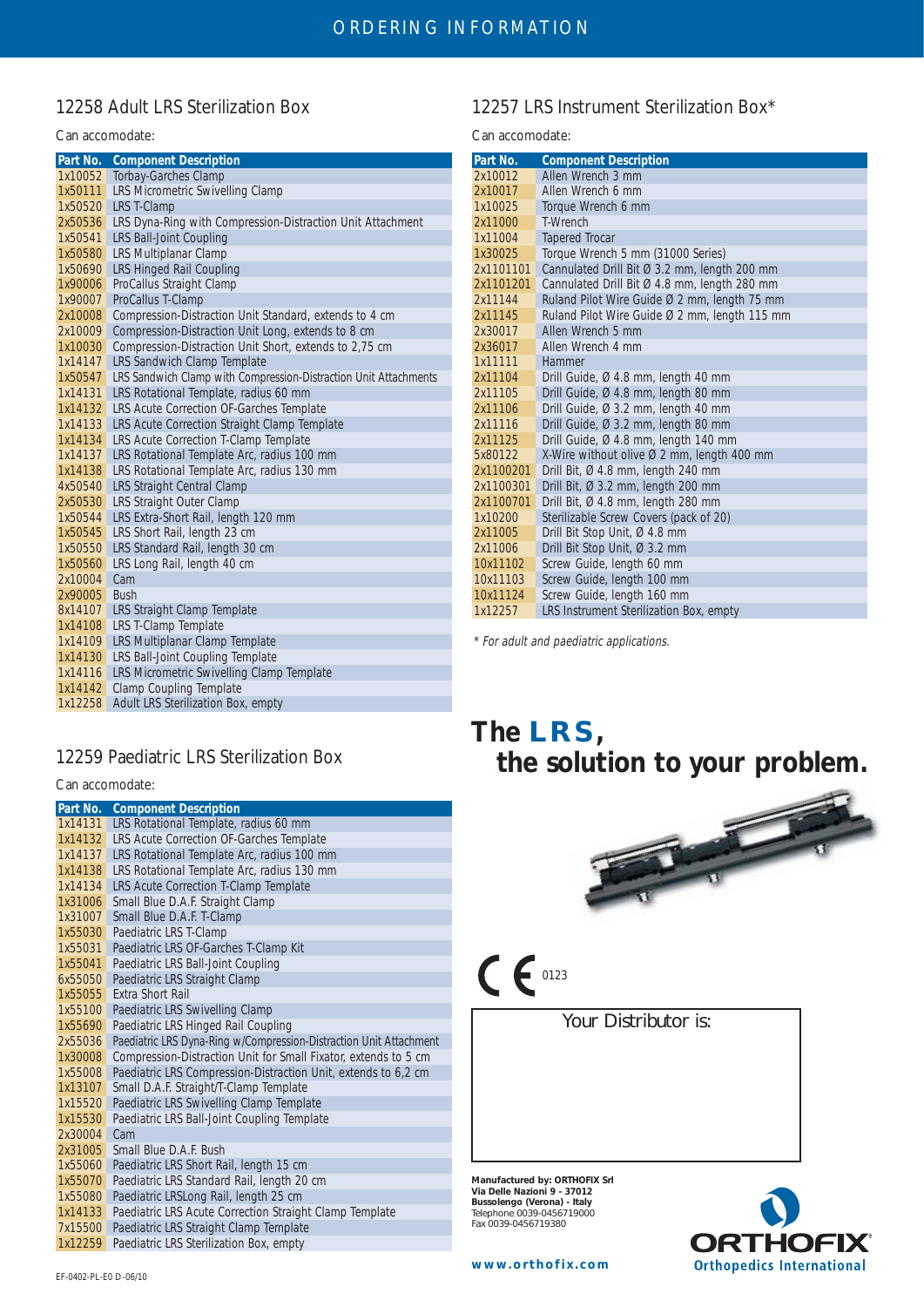# ORDERING INFORMATION

## 12258 Adult LRS Sterilization Box

Can accomodate:

| Part No. | Component Description |
|---|---|
| 1x10052 | Torbay-Garches Clamp |
| 1x50111 | LRS Micrometric Swivelling Clamp |
| 1x50520 | LRS T-Clamp |
| 2x50536 | LRS Dyna-Ring with Compression-Distraction Unit Attachment |
| 1x50541 | LRS Ball-Joint Coupling |
| 1x50580 | LRS Multiplanar Clamp |
| 1x50690 | LRS Hinged Rail Coupling |
| 1x90006 | ProCallus Straight Clamp |
| 1x90007 | ProCallus T-Clamp |
| 2x10008 | Compression-Distraction Unit Standard, extends to 4 cm |
| 2x10009 | Compression-Distraction Unit Long, extends to 8 cm |
| 1x10030 | Compression-Distraction Unit Short, extends to 2,75 cm |
| 1x14147 | LRS Sandwich Clamp Template |
| 1x50547 | LRS Sandwich Clamp with Compression-Distraction Unit Attachments |
| 1x14131 | LRS Rotational Template, radius 60 mm |
| 1x14132 | LRS Acute Correction OF-Garches Template |
| 1x14133 | LRS Acute Correction Straight Clamp Template |
| 1x14134 | LRS Acute Correction T-Clamp Template |
| 1x14137 | LRS Rotational Template Arc, radius 100 mm |
| 1x14138 | LRS Rotational Template Arc, radius 130 mm |
| 4x50540 | LRS Straight Central Clamp |
| 2x50530 | LRS Straight Outer Clamp |
| 1x50544 | LRS Extra-Short Rail, length 120 mm |
| 1x50545 | LRS Short Rail, length 23 cm |
| 1x50550 | LRS Standard Rail, length 30 cm |
| 1x50560 | LRS Long Rail, length 40 cm |
| 2x10004 | Cam |
| 2x90005 | Bush |
| 8x14107 | LRS Straight Clamp Template |
| 1x14108 | LRS T-Clamp Template |
| 1x14109 | LRS Multiplanar Clamp Template |
| 1x14130 | LRS Ball-Joint Coupling Template |
| 1x14116 | LRS Micrometric Swivelling Clamp Template |
| 1x14142 | Clamp Coupling Template |
| 1x12258 | Adult LRS Sterilization Box, empty |

## 12259 Paediatric LRS Sterilization Box

Can accomodate:

| Part No. | Component Description |
|---|---|
| 1x14131 | LRS Rotational Template, radius 60 mm |
| 1x14132 | LRS Acute Correction OF-Garches Template |
| 1x14137 | LRS Rotational Template Arc, radius 100 mm |
| 1x14138 | LRS Rotational Template Arc, radius 130 mm |
| 1x14134 | LRS Acute Correction T-Clamp Template |
| 1x31006 | Small Blue D.A.F. Straight Clamp |
| 1x31007 | Small Blue D.A.F. T-Clamp |
| 1x55030 | Paediatric LRS T-Clamp |
| 1x55031 | Paediatric LRS OF-Garches T-Clamp Kit |
| 1x55041 | Paediatric LRS Ball-Joint Coupling |
| 6x55050 | Paediatric LRS Straight Clamp |
| 1x55055 | Extra Short Rail |
| 1x55100 | Paediatric LRS Swivelling Clamp |
| 1x55690 | Paediatric LRS Hinged Rail Coupling |
| 2x55036 | Paediatric LRS Dyna-Ring w/Compression-Distraction Unit Attachment |
| 1x30008 | Compression-Distraction Unit for Small Fixator, extends to 5 cm |
| 1x55008 | Paediatric LRS Compression-Distraction Unit, extends to 6,2 cm |
| 1x13107 | Small D.A.F. Straight/T-Clamp Template |
| 1x15520 | Paediatric LRS Swivelling Clamp Template |
| 1x15530 | Paediatric LRS Ball-Joint Coupling Template |
| 2x30004 | Cam |
| 2x31005 | Small Blue D.A.F. Bush |
| 1x55060 | Paediatric LRS Short Rail, length 15 cm |
| 1x55070 | Paediatric LRS Standard Rail, length 20 cm |
| 1x55080 | Paediatric LRSLong Rail, length 25 cm |
| 1x14133 | Paediatric LRS Acute Correction Straight Clamp Template |
| 7x15500 | Paediatric LRS Straight Clamp Template |
| 1x12259 | Paediatric LRS Sterilization Box, empty |

## 12257 LRS Instrument Sterilization Box*

Can accomodate:

| Part No. | Component Description |
|---|---|
| 2x10012 | Allen Wrench 3 mm |
| 2x10017 | Allen Wrench 6 mm |
| 1x10025 | Torque Wrench 6 mm |
| 2x11000 | T-Wrench |
| 1x11004 | Tapered Trocar |
| 1x30025 | Torque Wrench 5 mm (31000 Series) |
| 2x1101101 | Cannulated Drill Bit Ø 3.2 mm, length 200 mm |
| 2x1101201 | Cannulated Drill Bit Ø 4.8 mm, length 280 mm |
| 2x11144 | Ruland Pilot Wire Guide Ø 2 mm, length 75 mm |
| 2x11145 | Ruland Pilot Wire Guide Ø 2 mm, length 115 mm |
| 2x30017 | Allen Wrench 5 mm |
| 2x36017 | Allen Wrench 4 mm |
| 1x11111 | Hammer |
| 2x11104 | Drill Guide, Ø 4.8 mm, length 40 mm |
| 2x11105 | Drill Guide, Ø 4.8 mm, length 80 mm |
| 2x11106 | Drill Guide, Ø 3.2 mm, length 40 mm |
| 2x11116 | Drill Guide, Ø 3.2 mm, length 80 mm |
| 2x11125 | Drill Guide, Ø 4.8 mm, length 140 mm |
| 5x80122 | X-Wire without olive Ø 2 mm, length 400 mm |
| 2x1100201 | Drill Bit, Ø 4.8 mm, length 240 mm |
| 2x1100301 | Drill Bit, Ø 3.2 mm, length 200 mm |
| 2x1100701 | Drill Bit, Ø 4.8 mm, length 280 mm |
| 1x10200 | Sterilizable Screw Covers (pack of 20) |
| 2x11005 | Drill Bit Stop Unit, Ø 4.8 mm |
| 2x11006 | Drill Bit Stop Unit, Ø 3.2 mm |
| 10x11102 | Screw Guide, length 60 mm |
| 10x11103 | Screw Guide, length 100 mm |
| 10x11124 | Screw Guide, length 160 mm |
| 1x12257 | LRS Instrument Sterilization Box, empty |

*\* For adult and paediatric applications.*

## The LRS, the solution to your problem.

CE 0123

Your Distributor is:

**Manufactured by: ORTHOFIX Srl**
**Via Delle Nazioni 9 - 37012**
**Bussolengo (Verona) - Italy**
Telephone 0039-0456719000
Fax 0039-0456719380

**www.orthofix.com**

ORTHOFIX Orthopedics International

EF-0402-PL-E0 D-06/10